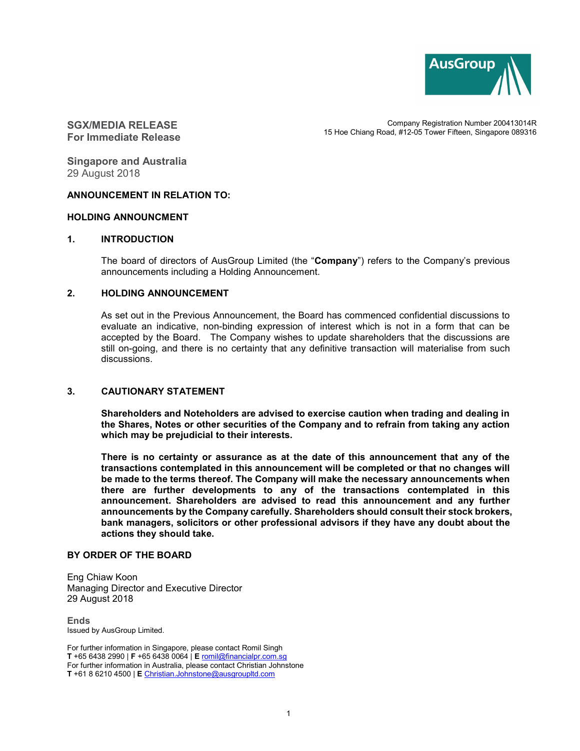AusGroup

**SGX/MEDIA RELEASE**
**For Immediate Release**

Company Registration Number 200413014R
15 Hoe Chiang Road, #12-05 Tower Fifteen, Singapore 089316

**Singapore and Australia**
29 August 2018

**ANNOUNCEMENT IN RELATION TO:**

**HOLDING ANNOUNCMENT**

## 1. INTRODUCTION

The board of directors of AusGroup Limited (the "**Company**") refers to the Company's previous announcements including a Holding Announcement.

## 2. HOLDING ANNOUNCEMENT

As set out in the Previous Announcement, the Board has commenced confidential discussions to evaluate an indicative, non-binding expression of interest which is not in a form that can be accepted by the Board. The Company wishes to update shareholders that the discussions are still on-going, and there is no certainty that any definitive transaction will materialise from such discussions.

## 3. CAUTIONARY STATEMENT

**Shareholders and Noteholders are advised to exercise caution when trading and dealing in the Shares, Notes or other securities of the Company and to refrain from taking any action which may be prejudicial to their interests.**

**There is no certainty or assurance as at the date of this announcement that any of the transactions contemplated in this announcement will be completed or that no changes will be made to the terms thereof. The Company will make the necessary announcements when there are further developments to any of the transactions contemplated in this announcement. Shareholders are advised to read this announcement and any further announcements by the Company carefully. Shareholders should consult their stock brokers, bank managers, solicitors or other professional advisors if they have any doubt about the actions they should take.**

**BY ORDER OF THE BOARD**

Eng Chiaw Koon
Managing Director and Executive Director
29 August 2018

**Ends**
Issued by AusGroup Limited.

For further information in Singapore, please contact Romil Singh
**T** +65 6438 2990 | **F** +65 6438 0064 | **E** romil@financialpr.com.sg
For further information in Australia, please contact Christian Johnstone
**T** +61 8 6210 4500 | **E** Christian.Johnstone@ausgroupltd.com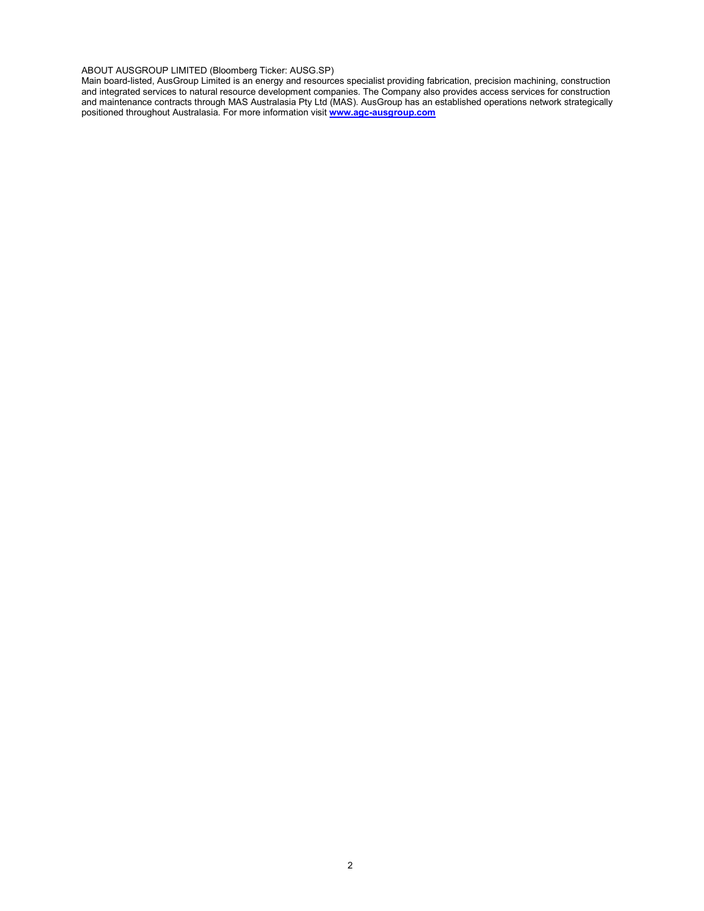ABOUT AUSGROUP LIMITED (Bloomberg Ticker: AUSG.SP)

Main board-listed, AusGroup Limited is an energy and resources specialist providing fabrication, precision machining, construction and integrated services to natural resource development companies. The Company also provides access services for construction and maintenance contracts through MAS Australasia Pty Ltd (MAS). AusGroup has an established operations network strategically positioned throughout Australasia. For more information visit **[www.agc-ausgroup.com](http://www.agc-ausgroup.com)**